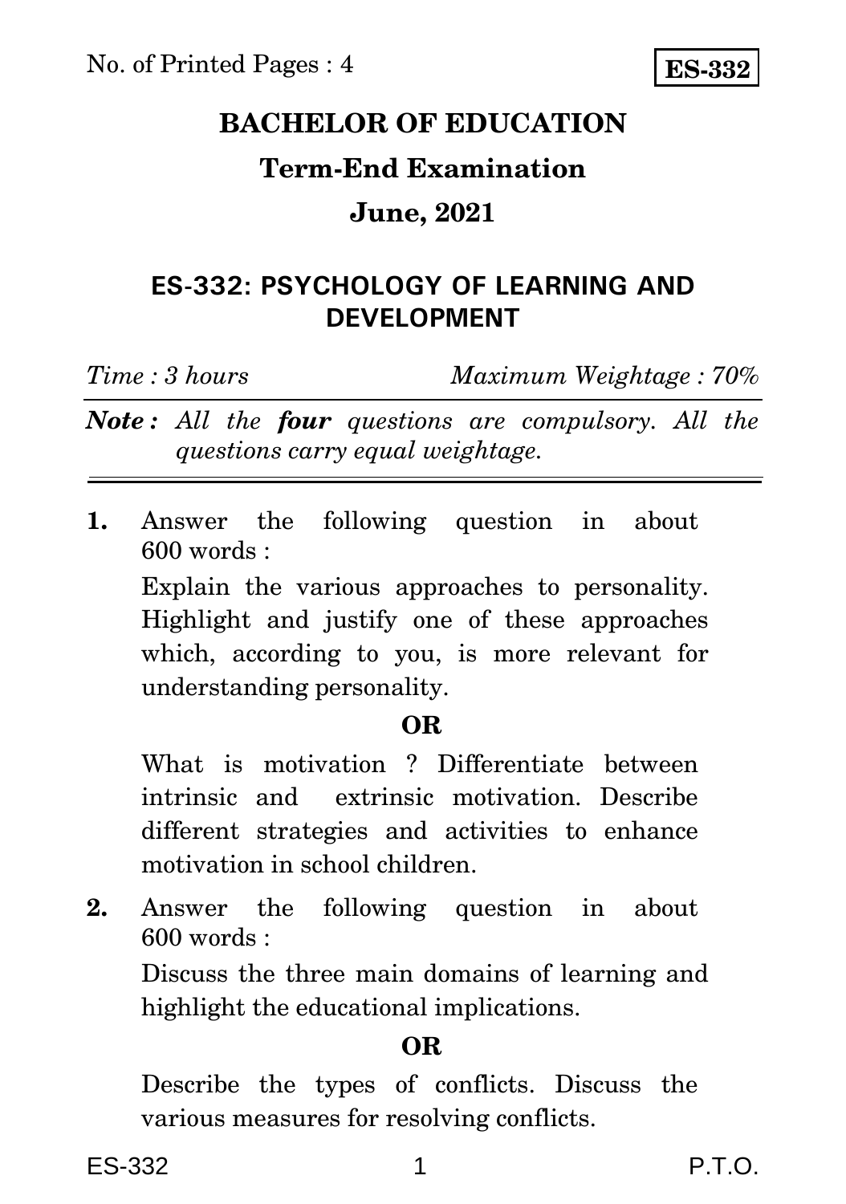No. of Printed Pages : 4

**ES-332**

# BACHELOR OF EDUCATION

## Term-End Examination

## June, 2021

## ES-332: PSYCHOLOGY OF LEARNING AND DEVELOPMENT

*Time : 3 hours* *Maximum Weightage : 70%*

***Note :*** *All the **four** questions are compulsory. All the questions carry equal weightage.*

---

**1.** Answer the following question in about 600 words :

Explain the various approaches to personality. Highlight and justify one of these approaches which, according to you, is more relevant for understanding personality.

**OR**

What is motivation ? Differentiate between intrinsic and extrinsic motivation. Describe different strategies and activities to enhance motivation in school children.

**2.** Answer the following question in about 600 words :

Discuss the three main domains of learning and highlight the educational implications.

**OR**

Describe the types of conflicts. Discuss the various measures for resolving conflicts.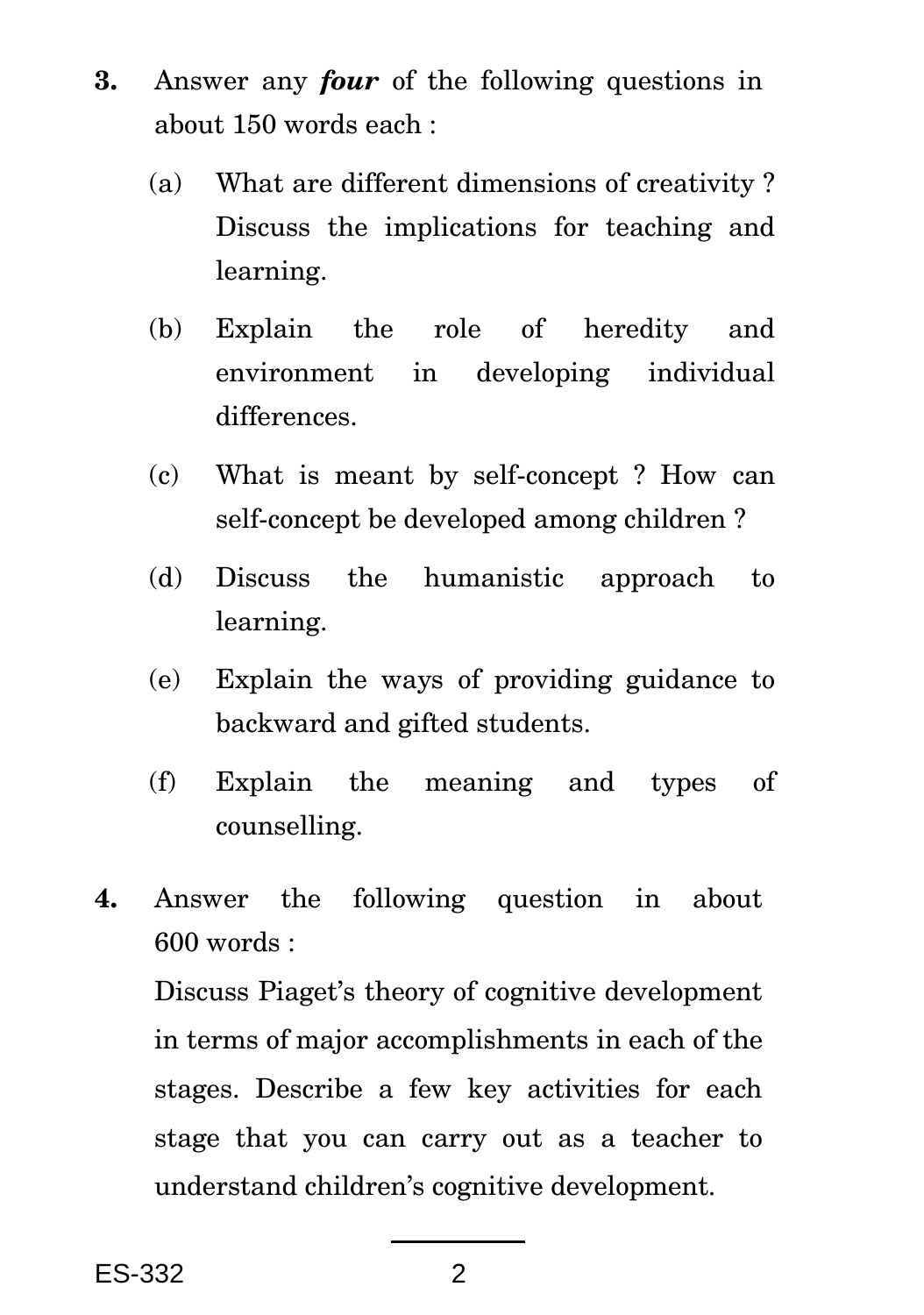**3.** Answer any ***four*** of the following questions in about 150 words each :

(a) What are different dimensions of creativity ? Discuss the implications for teaching and learning.

(b) Explain the role of heredity and environment in developing individual differences.

(c) What is meant by self-concept ? How can self-concept be developed among children ?

(d) Discuss the humanistic approach to learning.

(e) Explain the ways of providing guidance to backward and gifted students.

(f) Explain the meaning and types of counselling.

**4.** Answer the following question in about 600 words :

Discuss Piaget's theory of cognitive development in terms of major accomplishments in each of the stages. Describe a few key activities for each stage that you can carry out as a teacher to understand children's cognitive development.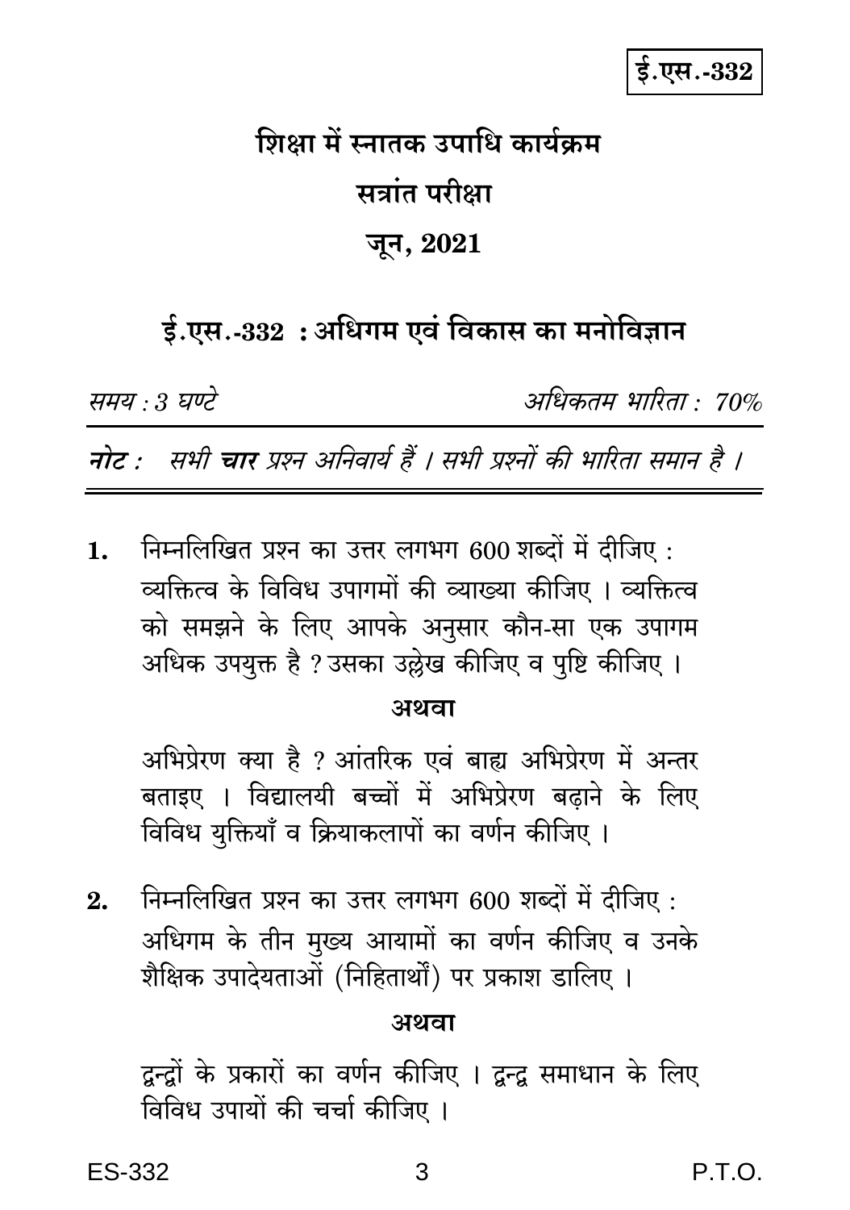ई.एस.-332

# शिक्षा में स्नातक उपाधि कार्यक्रम

## सत्रांत परीक्षा

## जून, 2021

## ई.एस.-332 : अधिगम एवं विकास का मनोविज्ञान

*समय : 3 घण्टे* *अधिकतम भारिता : 70%*

***नोट :*** *सभी **चार** प्रश्न अनिवार्य हैं । सभी प्रश्नों की भारिता समान है ।*

**1.** निम्नलिखित प्रश्न का उत्तर लगभग 600 शब्दों में दीजिए :

व्यक्तित्व के विविध उपागमों की व्याख्या कीजिए । व्यक्तित्व को समझने के लिए आपके अनुसार कौन-सा एक उपागम अधिक उपयुक्त है ? उसका उल्लेख कीजिए व पुष्टि कीजिए ।

**अथवा**

अभिप्रेरण क्या है ? आंतरिक एवं बाह्य अभिप्रेरण में अन्तर बताइए । विद्यालयी बच्चों में अभिप्रेरण बढ़ाने के लिए विविध युक्तियाँ व क्रियाकलापों का वर्णन कीजिए ।

**2.** निम्नलिखित प्रश्न का उत्तर लगभग 600 शब्दों में दीजिए :

अधिगम के तीन मुख्य आयामों का वर्णन कीजिए व उनके शैक्षिक उपादेयताओं (निहितार्थों) पर प्रकाश डालिए ।

**अथवा**

द्वन्द्वों के प्रकारों का वर्णन कीजिए । द्वन्द्व समाधान के लिए विविध उपायों की चर्चा कीजिए ।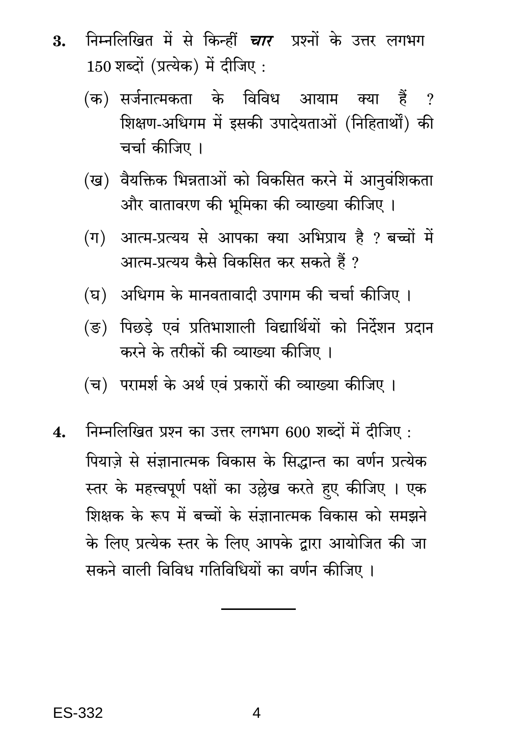**3.** निम्नलिखित में से किन्हीं ***चार*** प्रश्नों के उत्तर लगभग 150 शब्दों (प्रत्येक) में दीजिए :

(क) सर्जनात्मकता के विविध आयाम क्या हैं ? शिक्षण-अधिगम में इसकी उपादेयताओं (निहितार्थों) की चर्चा कीजिए ।

(ख) वैयक्तिक भिन्नताओं को विकसित करने में आनुवंशिकता और वातावरण की भूमिका की व्याख्या कीजिए ।

(ग) आत्म-प्रत्यय से आपका क्या अभिप्राय है ? बच्चों में आत्म-प्रत्यय कैसे विकसित कर सकते हैं ?

(घ) अधिगम के मानवतावादी उपागम की चर्चा कीजिए ।

(ङ) पिछड़े एवं प्रतिभाशाली विद्यार्थियों को निर्देशन प्रदान करने के तरीकों की व्याख्या कीजिए ।

(च) परामर्श के अर्थ एवं प्रकारों की व्याख्या कीजिए ।

**4.** निम्नलिखित प्रश्न का उत्तर लगभग 600 शब्दों में दीजिए :

पियाज़े से संज्ञानात्मक विकास के सिद्धान्त का वर्णन प्रत्येक स्तर के महत्त्वपूर्ण पक्षों का उल्लेख करते हुए कीजिए । एक शिक्षक के रूप में बच्चों के संज्ञानात्मक विकास को समझने के लिए प्रत्येक स्तर के लिए आपके द्वारा आयोजित की जा सकने वाली विविध गतिविधियों का वर्णन कीजिए ।